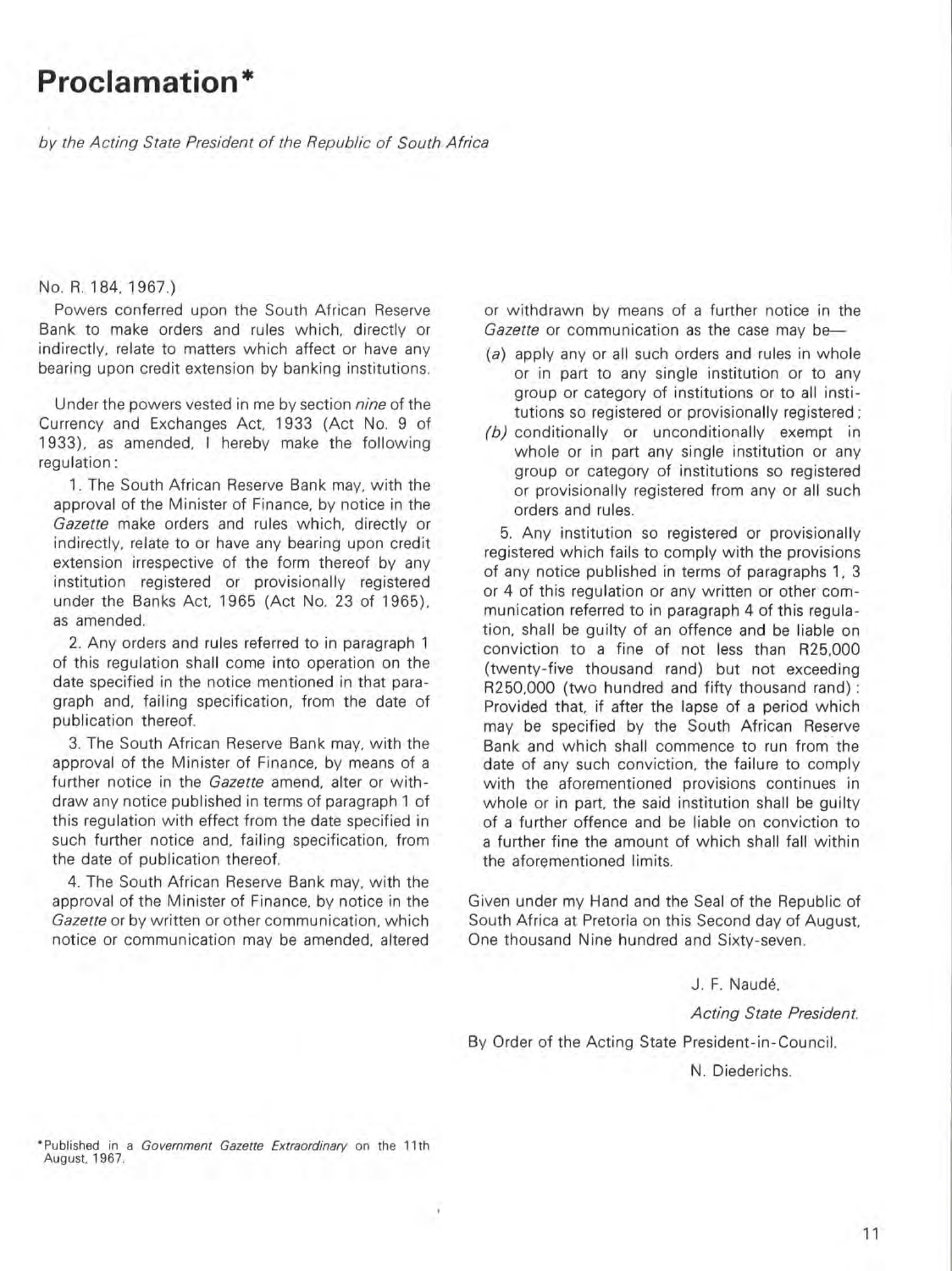# Proclamation*

*by the Acting State President of the Republic of South Africa*

No. R. 184, 1967.)

Powers conferred upon the South African Reserve Bank to make orders and rules which, directly or indirectly, relate to matters which affect or have any bearing upon credit extension by banking institutions.

Under the powers vested in me by section *nine* of the Currency and Exchanges Act, 1933 (Act No. 9 of 1933), as amended, I hereby make the following regulation:

1. The South African Reserve Bank may, with the approval of the Minister of Finance, by notice in the *Gazette* make orders and rules which, directly or indirectly, relate to or have any bearing upon credit extension irrespective of the form thereof by any institution registered or provisionally registered under the Banks Act, 1965 (Act No. 23 of 1965), as amended.

2. Any orders and rules referred to in paragraph 1 of this regulation shall come into operation on the date specified in the notice mentioned in that paragraph and, failing specification, from the date of publication thereof.

3. The South African Reserve Bank may, with the approval of the Minister of Finance, by means of a further notice in the *Gazette* amend, alter or withdraw any notice published in terms of paragraph 1 of this regulation with effect from the date specified in such further notice and, failing specification, from the date of publication thereof.

4. The South African Reserve Bank may, with the approval of the Minister of Finance, by notice in the *Gazette* or by written or other communication, which notice or communication may be amended, altered or withdrawn by means of a further notice in the *Gazette* or communication as the case may be—

(*a*) apply any or all such orders and rules in whole or in part to any single institution or to any group or category of institutions or to all institutions so registered or provisionally registered;

(*b*) conditionally or unconditionally exempt in whole or in part any single institution or any group or category of institutions so registered or provisionally registered from any or all such orders and rules.

5. Any institution so registered or provisionally registered which fails to comply with the provisions of any notice published in terms of paragraphs 1, 3 or 4 of this regulation or any written or other communication referred to in paragraph 4 of this regulation, shall be guilty of an offence and be liable on conviction to a fine of not less than R25,000 (twenty-five thousand rand) but not exceeding R250,000 (two hundred and fifty thousand rand): Provided that, if after the lapse of a period which may be specified by the South African Reserve Bank and which shall commence to run from the date of any such conviction, the failure to comply with the aforementioned provisions continues in whole or in part, the said institution shall be guilty of a further offence and be liable on conviction to a further fine the amount of which shall fall within the aforementioned limits.

Given under my Hand and the Seal of the Republic of South Africa at Pretoria on this Second day of August, One thousand Nine hundred and Sixty-seven.

J. F. Naudé,

*Acting State President.*

By Order of the Acting State President-in-Council.

N. Diederichs.

*Published in a *Government Gazette Extraordinary* on the 11th August, 1967.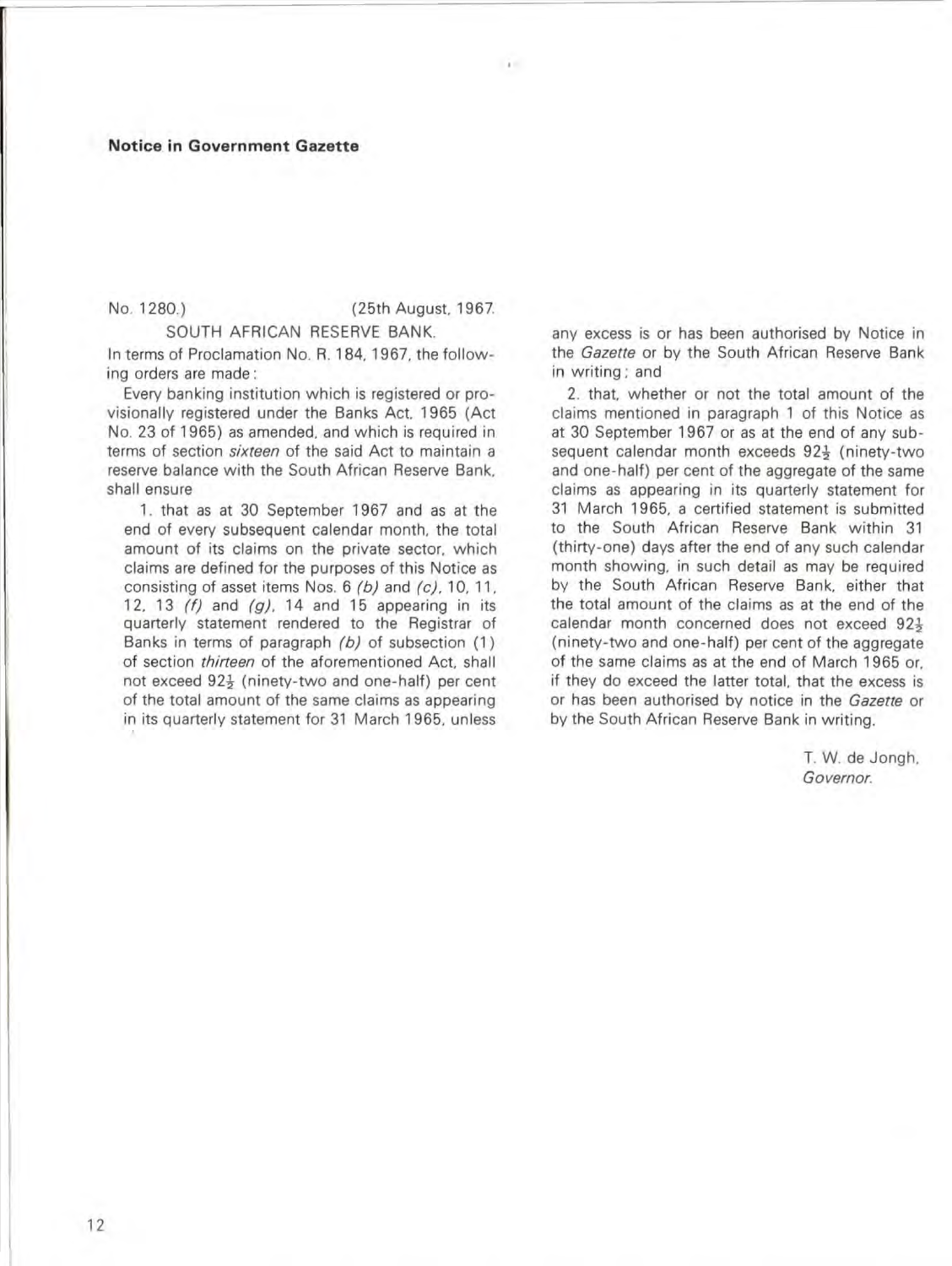**Notice in Government Gazette**

No. 1280.) (25th August, 1967.

SOUTH AFRICAN RESERVE BANK.

In terms of Proclamation No. R. 184, 1967, the following orders are made:

Every banking institution which is registered or provisionally registered under the Banks Act, 1965 (Act No. 23 of 1965) as amended, and which is required in terms of section *sixteen* of the said Act to maintain a reserve balance with the South African Reserve Bank, shall ensure

1. that as at 30 September 1967 and as at the end of every subsequent calendar month, the total amount of its claims on the private sector, which claims are defined for the purposes of this Notice as consisting of asset items Nos. 6 *(b)* and *(c)*, 10, 11, 12, 13 *(f)* and *(g)*, 14 and 15 appearing in its quarterly statement rendered to the Registrar of Banks in terms of paragraph *(b)* of subsection (1) of section *thirteen* of the aforementioned Act, shall not exceed 92½ (ninety-two and one-half) per cent of the total amount of the same claims as appearing in its quarterly statement for 31 March 1965, unless any excess is or has been authorised by Notice in the *Gazette* or by the South African Reserve Bank in writing; and

2. that, whether or not the total amount of the claims mentioned in paragraph 1 of this Notice as at 30 September 1967 or as at the end of any subsequent calendar month exceeds 92½ (ninety-two and one-half) per cent of the aggregate of the same claims as appearing in its quarterly statement for 31 March 1965, a certified statement is submitted to the South African Reserve Bank within 31 (thirty-one) days after the end of any such calendar month showing, in such detail as may be required by the South African Reserve Bank, either that the total amount of the claims as at the end of the calendar month concerned does not exceed 92½ (ninety-two and one-half) per cent of the aggregate of the same claims as at the end of March 1965 or, if they do exceed the latter total, that the excess is or has been authorised by notice in the *Gazette* or by the South African Reserve Bank in writing.

T. W. de Jongh,
*Governor.*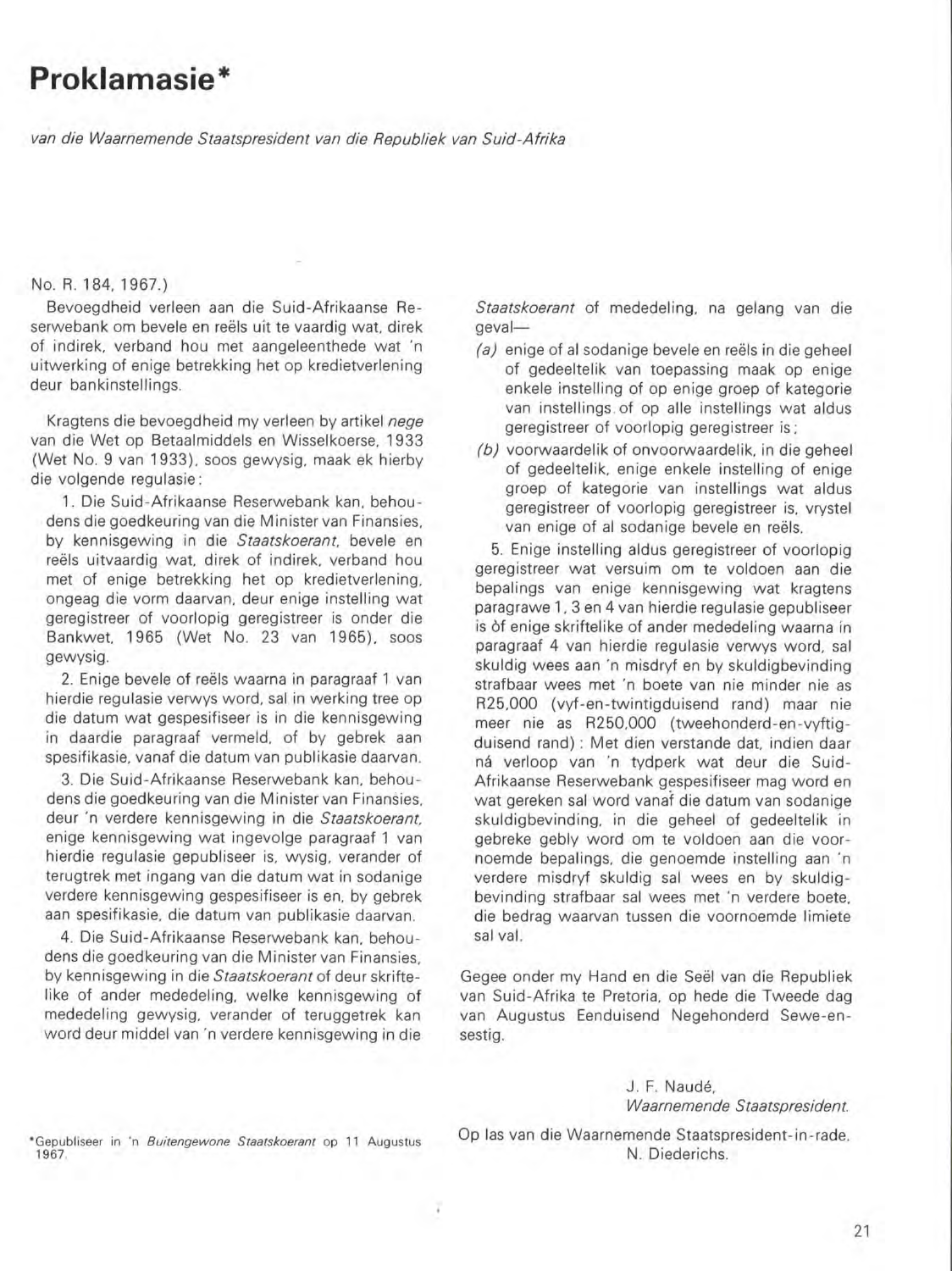# Proklamasie*

*van die Waarnemende Staatspresident van die Republiek van Suid-Afrika*

No. R. 184, 1967.)

Bevoegdheid verleen aan die Suid-Afrikaanse Reserwebank om bevele en reëls uit te vaardig wat, direk of indirek, verband hou met aangeleenthede wat 'n uitwerking of enige betrekking het op kredietverlening deur bankinstellings.

Kragtens die bevoegdheid my verleen by artikel *nege* van die Wet op Betaalmiddels en Wisselkoerse, 1933 (Wet No. 9 van 1933), soos gewysig, maak ek hierby die volgende regulasie:

1. Die Suid-Afrikaanse Reserwebank kan, behoudens die goedkeuring van die Minister van Finansies, by kennisgewing in die *Staatskoerant*, bevele en reëls uitvaardig wat, direk of indirek, verband hou met of enige betrekking het op kredietverlening, ongeag die vorm daarvan, deur enige instelling wat geregistreer of voorlopig geregistreer is onder die Bankwet, 1965 (Wet No. 23 van 1965), soos gewysig.

2. Enige bevele of reëls waarna in paragraaf 1 van hierdie regulasie verwys word, sal in werking tree op die datum wat gespesifiseer is in die kennisgewing in daardie paragraaf vermeld, of by gebrek aan spesifikasie, vanaf die datum van publikasie daarvan.

3. Die Suid-Afrikaanse Reserwebank kan, behoudens die goedkeuring van die Minister van Finansies, deur 'n verdere kennisgewing in die *Staatskoerant*, enige kennisgewing wat ingevolge paragraaf 1 van hierdie regulasie gepubliseer is, wysig, verander of terugtrek met ingang van die datum wat in sodanige verdere kennisgewing gespesifiseer is en, by gebrek aan spesifikasie, die datum van publikasie daarvan.

4. Die Suid-Afrikaanse Reserwebank kan, behoudens die goedkeuring van die Minister van Finansies, by kennisgewing in die *Staatskoerant* of deur skriftelike of ander mededeling, welke kennisgewing of mededeling gewysig, verander of teruggetrek kan word deur middel van 'n verdere kennisgewing in die *Staatskoerant* of mededeling, na gelang van die geval—

*(a)* enige of al sodanige bevele en reëls in die geheel of gedeeltelik van toepassing maak op enige enkele instelling of op enige groep of kategorie van instellings of op alle instellings wat aldus geregistreer of voorlopig geregistreer is;

*(b)* voorwaardelik of onvoorwaardelik, in die geheel of gedeeltelik, enige enkele instelling of enige groep of kategorie van instellings wat aldus geregistreer of voorlopig geregistreer is, vrystel van enige of al sodanige bevele en reëls.

5. Enige instelling aldus geregistreer of voorlopig geregistreer wat versuim om te voldoen aan die bepalings van enige kennisgewing wat kragtens paragrawe 1, 3 en 4 van hierdie regulasie gepubliseer is òf enige skriftelike of ander mededeling waarna in paragraaf 4 van hierdie regulasie verwys word, sal skuldig wees aan 'n misdryf en by skuldigbevinding strafbaar wees met 'n boete van nie minder nie as R25,000 (vyf-en-twintigduisend rand) maar nie meer nie as R250,000 (tweehonderd-en-vyftigduisend rand): Met dien verstande dat, indien daar ná verloop van 'n tydperk wat deur die Suid-Afrikaanse Reserwebank gespesifiseer mag word en wat gereken sal word vanaf die datum van sodanige skuldigbevinding, in die geheel of gedeeltelik in gebreke gebly word om te voldoen aan die voornoemde bepalings, die genoemde instelling aan 'n verdere misdryf skuldig sal wees en by skuldigbevinding strafbaar sal wees met 'n verdere boete, die bedrag waarvan tussen die voornoemde limiete sal val.

Gegee onder my Hand en die Seël van die Republiek van Suid-Afrika te Pretoria, op hede die Tweede dag van Augustus Eenduisend Negehonderd Sewe-en-sestig.

J. F. Naudé,
*Waarnemende Staatspresident.*

Op las van die Waarnemende Staatspresident-in-rade.
N. Diederichs.

*Gepubliseer in 'n *Buitengewone Staatskoerant* op 11 Augustus 1967.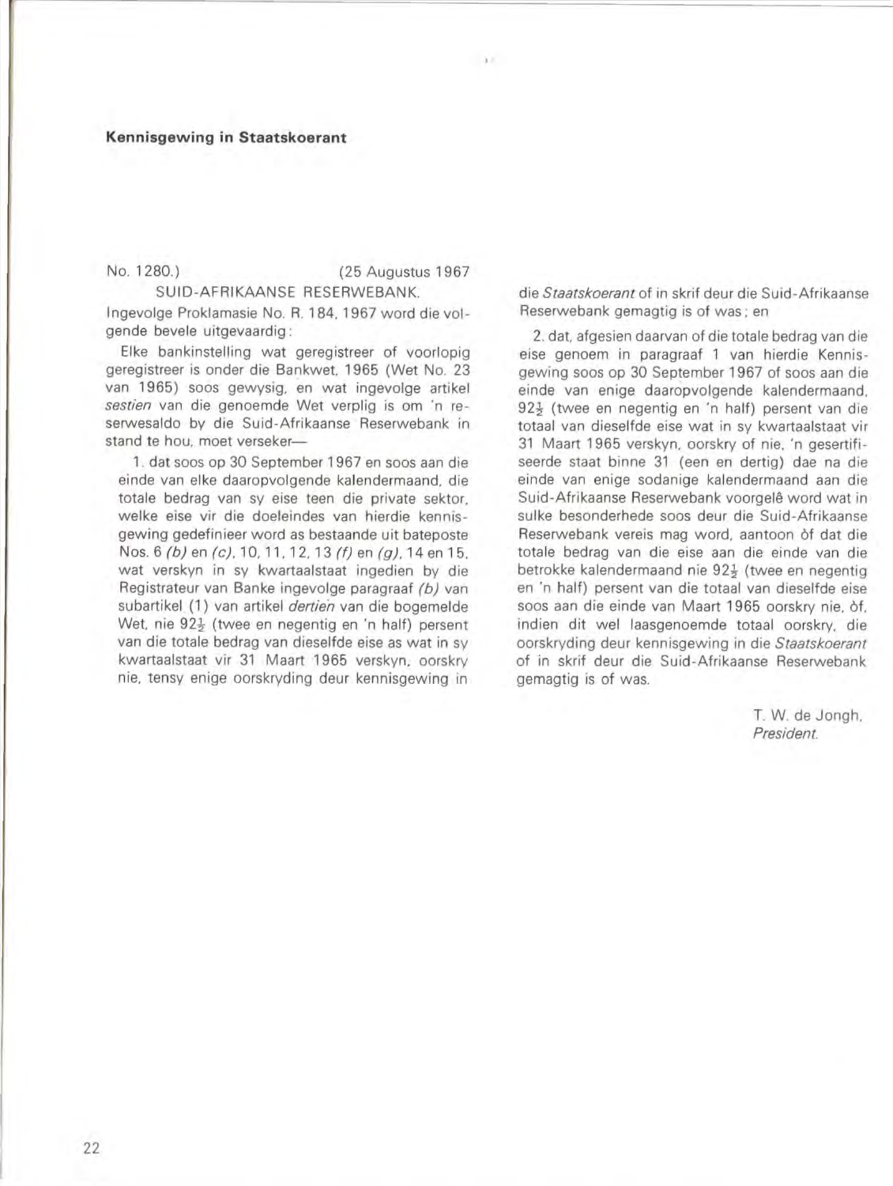**Kennisgewing in Staatskoerant**

No. 1280.) (25 Augustus 1967

SUID-AFRIKAANSE RESERWEBANK.

Ingevolge Proklamasie No. R. 184, 1967 word die volgende bevele uitgevaardig:

Elke bankinstelling wat geregistreer of voorlopig geregistreer is onder die Bankwet, 1965 (Wet No. 23 van 1965) soos gewysig, en wat ingevolge artikel *sestien* van die genoemde Wet verplig is om 'n reserwesaldo by die Suid-Afrikaanse Reserwebank in stand te hou, moet verseker—

1. dat soos op 30 September 1967 en soos aan die einde van elke daaropvolgende kalendermaand, die totale bedrag van sy eise teen die private sektor, welke eise vir die doeleindes van hierdie kennisgewing gedefinieer word as bestaande uit bateposte Nos. 6 *(b)* en *(c)*, 10, 11, 12, 13 *(f)* en *(g)*, 14 en 15, wat verskyn in sy kwartaalstaat ingedien by die Registrateur van Banke ingevolge paragraaf *(b)* van subartikel (1) van artikel *dertien* van die bogemelde Wet, nie $92\frac{1}{2}$ (twee en negentig en 'n half) persent van die totale bedrag van dieselfde eise as wat in sy kwartaalstaat vir 31 Maart 1965 verskyn, oorskry nie, tensy enige oorskryding deur kennisgewing in die *Staatskoerant* of in skrif deur die Suid-Afrikaanse Reserwebank gemagtig is of was; en

2. dat, afgesien daarvan of die totale bedrag van die eise genoem in paragraaf 1 van hierdie Kennisgewing soos op 30 September 1967 of soos aan die einde van enige daaropvolgende kalendermaand, $92\frac{1}{2}$ (twee en negentig en 'n half) persent van die totaal van dieselfde eise wat in sy kwartaalstaat vir 31 Maart 1965 verskyn, oorskry of nie, 'n gesertifiseerde staat binne 31 (een en dertig) dae na die einde van enige sodanige kalendermaand aan die Suid-Afrikaanse Reserwebank voorgelê word wat in sulke besonderhede soos deur die Suid-Afrikaanse Reserwebank vereis mag word, aantoon òf dat die totale bedrag van die eise aan die einde van die betrokke kalendermaand nie $92\frac{1}{2}$ (twee en negentig en 'n half) persent van die totaal van dieselfde eise soos aan die einde van Maart 1965 oorskry nie, òf, indien dit wel laasgenoemde totaal oorskry, die oorskryding deur kennisgewing in die *Staatskoerant* of in skrif deur die Suid-Afrikaanse Reserwebank gemagtig is of was.

T. W. de Jongh,
*President.*